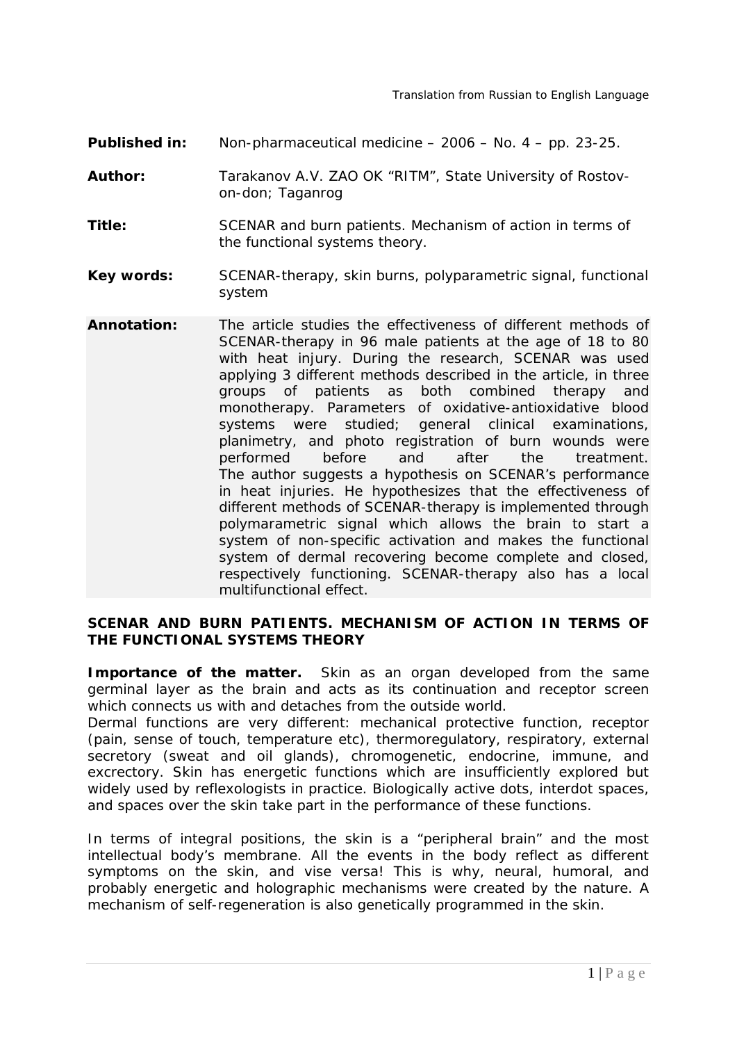Translation from Russian to English Language

| | |
|---|---|
| **Published in:** | Non-pharmaceutical medicine – 2006 – No. 4 – pp. 23-25. |
| **Author:** | Tarakanov A.V. ZAO OK “RITM”, State University of Rostov-on-don; Taganrog |
| **Title:** | SCENAR and burn patients. Mechanism of action in terms of the functional systems theory. |
| **Key words:** | SCENAR-therapy, skin burns, polyparametric signal, functional system |
| **Annotation:** | The article studies the effectiveness of different methods of SCENAR-therapy in 96 male patients at the age of 18 to 80 with heat injury. During the research, SCENAR was used applying 3 different methods described in the article, in three groups of patients as both combined therapy and monotherapy. Parameters of oxidative-antioxidative blood systems were studied; general clinical examinations, planimetry, and photo registration of burn wounds were performed before and after the treatment. The author suggests a hypothesis on SCENAR’s performance in heat injuries. He hypothesizes that the effectiveness of different methods of SCENAR-therapy is implemented through polymarametric signal which allows the brain to start a system of non-specific activation and makes the functional system of dermal recovering become complete and closed, respectively functioning. SCENAR-therapy also has a local multifunctional effect. |

## SCENAR AND BURN PATIENTS. MECHANISM OF ACTION IN TERMS OF THE FUNCTIONAL SYSTEMS THEORY

**Importance of the matter.** Skin as an organ developed from the same germinal layer as the brain and acts as its continuation and receptor screen which connects us with and detaches from the outside world.
Dermal functions are very different: mechanical protective function, receptor (pain, sense of touch, temperature etc), thermoregulatory, respiratory, external secretory (sweat and oil glands), chromogenetic, endocrine, immune, and excrectory. Skin has energetic functions which are insufficiently explored but widely used by reflexologists in practice. Biologically active dots, interdot spaces, and spaces over the skin take part in the performance of these functions.

In terms of integral positions, the skin is a “peripheral brain” and the most intellectual body’s membrane. All the events in the body reflect as different symptoms on the skin, and vise versa! This is why, neural, humoral, and probably energetic and holographic mechanisms were created by the nature. A mechanism of self-regeneration is also genetically programmed in the skin.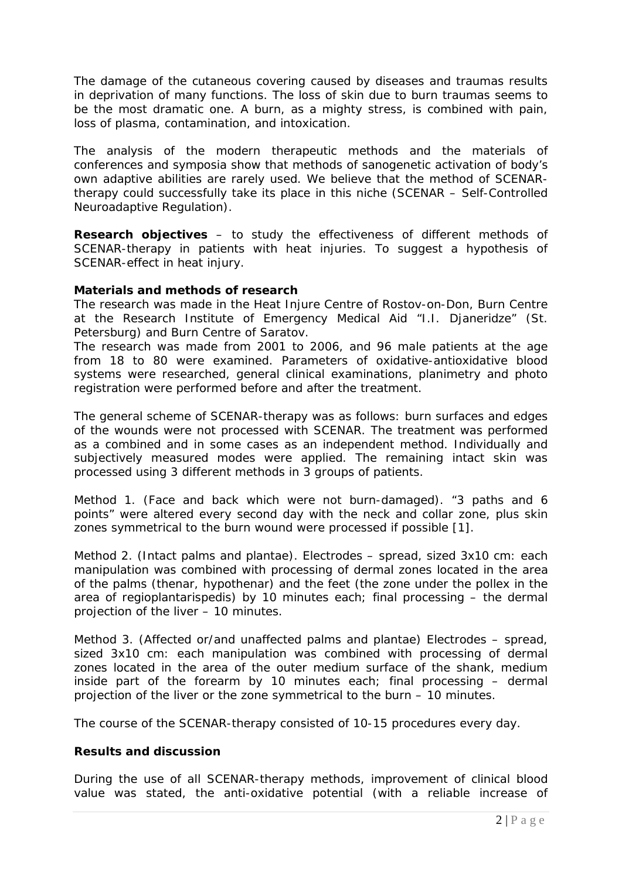The damage of the cutaneous covering caused by diseases and traumas results in deprivation of many functions. The loss of skin due to burn traumas seems to be the most dramatic one. A burn, as a mighty stress, is combined with pain, loss of plasma, contamination, and intoxication.

The analysis of the modern therapeutic methods and the materials of conferences and symposia show that methods of sanogenetic activation of body's own adaptive abilities are rarely used. We believe that the method of SCENAR-therapy could successfully take its place in this niche (SCENAR – Self-Controlled Neuroadaptive Regulation).

**Research objectives** – to study the effectiveness of different methods of SCENAR-therapy in patients with heat injuries. To suggest a hypothesis of SCENAR-effect in heat injury.

**Materials and methods of research**

The research was made in the Heat Injure Centre of Rostov-on-Don, Burn Centre at the Research Institute of Emergency Medical Aid "I.I. Djaneridze" (St. Petersburg) and Burn Centre of Saratov.

The research was made from 2001 to 2006, and 96 male patients at the age from 18 to 80 were examined. Parameters of oxidative-antioxidative blood systems were researched, general clinical examinations, planimetry and photo registration were performed before and after the treatment.

The general scheme of SCENAR-therapy was as follows: burn surfaces and edges of the wounds were not processed with SCENAR. The treatment was performed as a combined and in some cases as an independent method. Individually and subjectively measured modes were applied. The remaining intact skin was processed using 3 different methods in 3 groups of patients.

Method 1. (Face and back which were not burn-damaged). "3 paths and 6 points" were altered every second day with the neck and collar zone, plus skin zones symmetrical to the burn wound were processed if possible [1].

Method 2. (Intact palms and plantae). Electrodes – spread, sized 3x10 cm: each manipulation was combined with processing of dermal zones located in the area of the palms (thenar, hypothenar) and the feet (the zone under the pollex in the area of regioplantarispedis) by 10 minutes each; final processing – the dermal projection of the liver – 10 minutes.

Method 3. (Affected or/and unaffected palms and plantae) Electrodes – spread, sized 3x10 cm: each manipulation was combined with processing of dermal zones located in the area of the outer medium surface of the shank, medium inside part of the forearm by 10 minutes each; final processing – dermal projection of the liver or the zone symmetrical to the burn – 10 minutes.

The course of the SCENAR-therapy consisted of 10-15 procedures every day.

**Results and discussion**

During the use of all SCENAR-therapy methods, improvement of clinical blood value was stated, the anti-oxidative potential (with a reliable increase of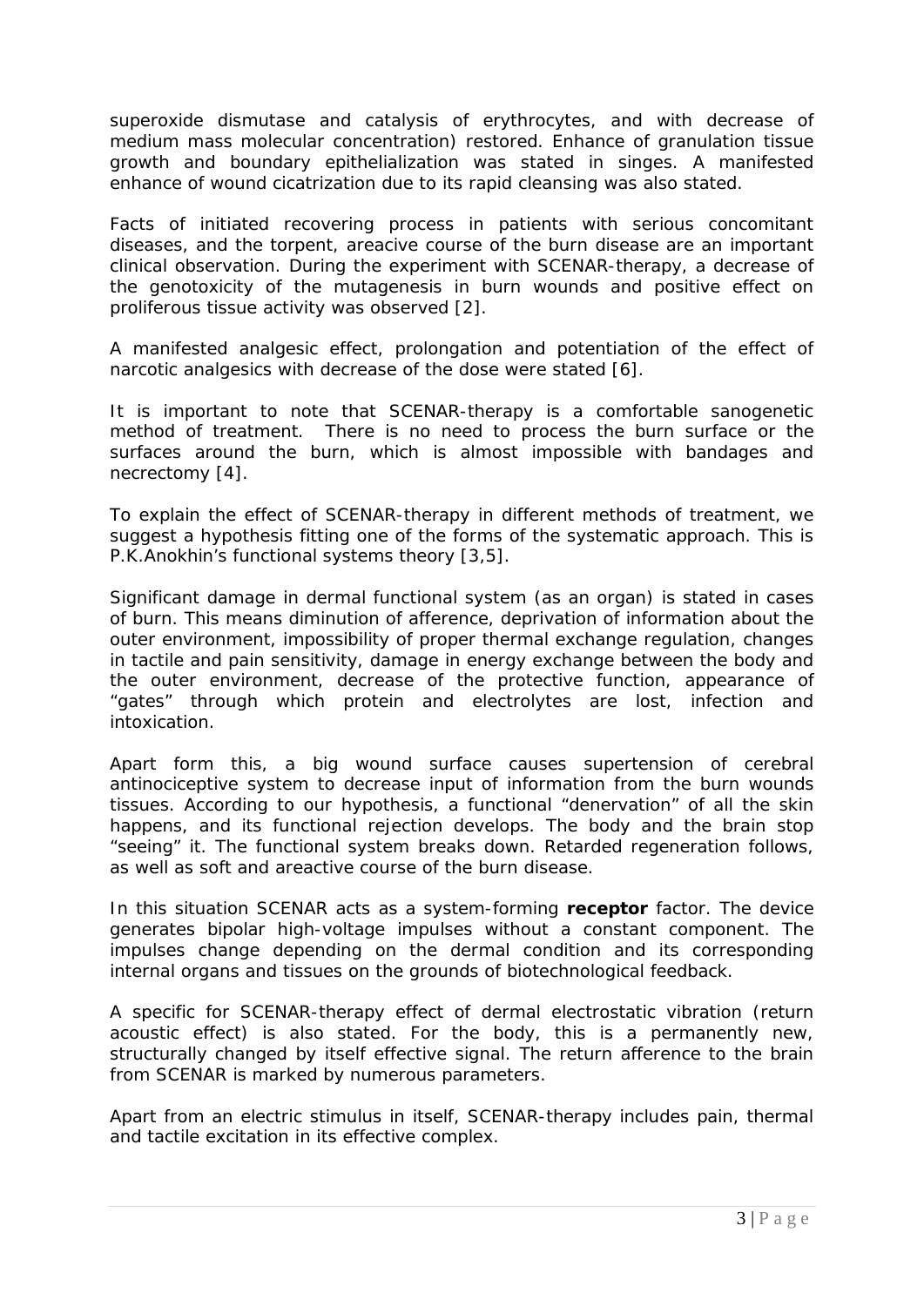superoxide dismutase and catalysis of erythrocytes, and with decrease of medium mass molecular concentration) restored. Enhance of granulation tissue growth and boundary epithelialization was stated in singes. A manifested enhance of wound cicatrization due to its rapid cleansing was also stated.

Facts of initiated recovering process in patients with serious concomitant diseases, and the torpent, areacive course of the burn disease are an important clinical observation. During the experiment with SCENAR-therapy, a decrease of the genotoxicity of the mutagenesis in burn wounds and positive effect on proliferous tissue activity was observed [2].

A manifested analgesic effect, prolongation and potentiation of the effect of narcotic analgesics with decrease of the dose were stated [6].

It is important to note that SCENAR-therapy is a comfortable sanogenetic method of treatment. There is no need to process the burn surface or the surfaces around the burn, which is almost impossible with bandages and necrectomy [4].

To explain the effect of SCENAR-therapy in different methods of treatment, we suggest a hypothesis fitting one of the forms of the systematic approach. This is P.K.Anokhin's functional systems theory [3,5].

Significant damage in dermal functional system (as an organ) is stated in cases of burn. This means diminution of afference, deprivation of information about the outer environment, impossibility of proper thermal exchange regulation, changes in tactile and pain sensitivity, damage in energy exchange between the body and the outer environment, decrease of the protective function, appearance of "gates" through which protein and electrolytes are lost, infection and intoxication.

Apart form this, a big wound surface causes supertension of cerebral antinociceptive system to decrease input of information from the burn wounds tissues. According to our hypothesis, a functional "denervation" of all the skin happens, and its functional rejection develops. The body and the brain stop "seeing" it. The functional system breaks down. Retarded regeneration follows, as well as soft and areactive course of the burn disease.

In this situation SCENAR acts as a system-forming **receptor** factor. The device generates bipolar high-voltage impulses without a constant component. The impulses change depending on the dermal condition and its corresponding internal organs and tissues on the grounds of biotechnological feedback.

A specific for SCENAR-therapy effect of dermal electrostatic vibration (return acoustic effect) is also stated. For the body, this is a permanently new, structurally changed by itself effective signal. The return afference to the brain from SCENAR is marked by numerous parameters.

Apart from an electric stimulus in itself, SCENAR-therapy includes pain, thermal and tactile excitation in its effective complex.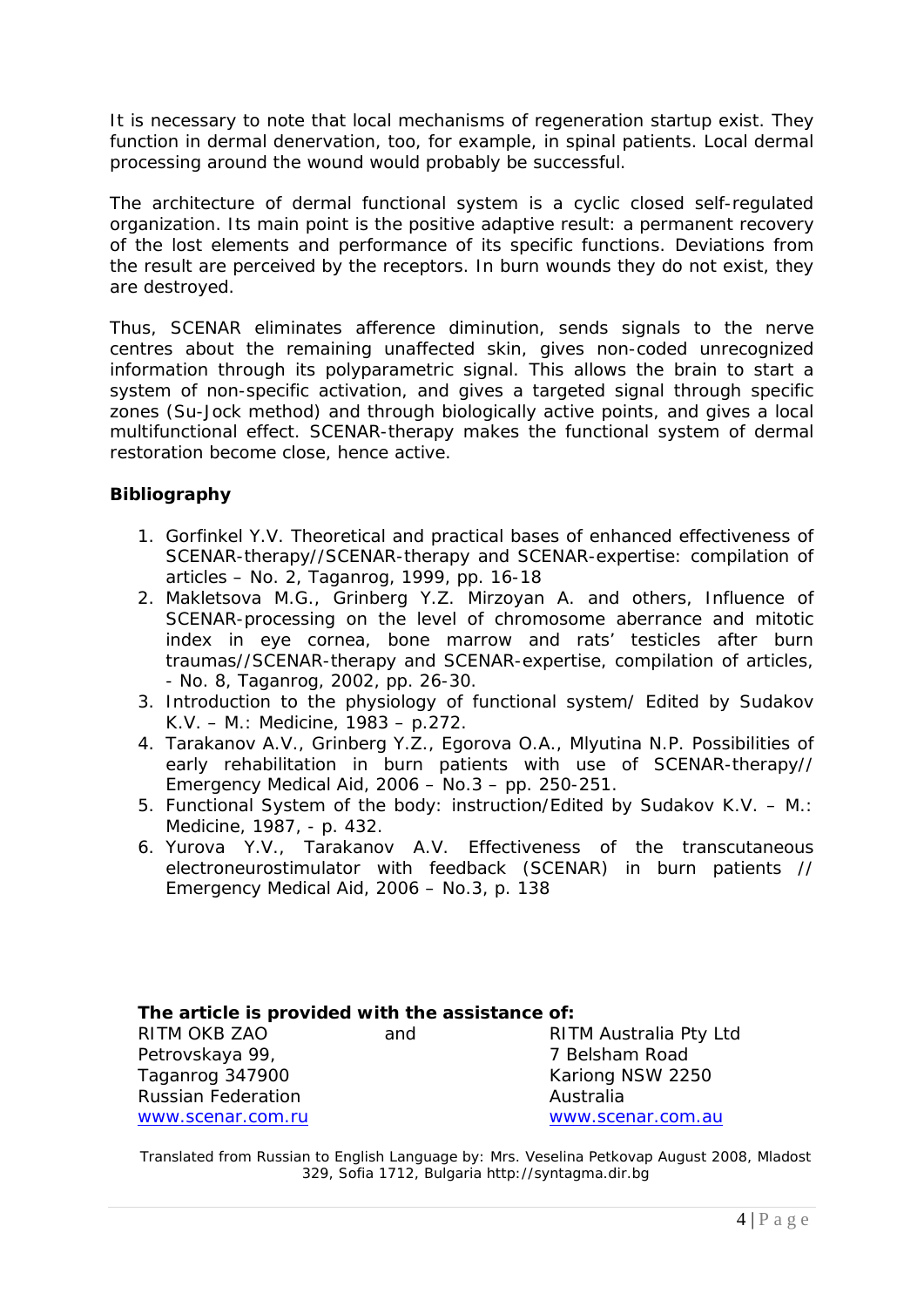It is necessary to note that local mechanisms of regeneration startup exist. They function in dermal denervation, too, for example, in spinal patients. Local dermal processing around the wound would probably be successful.

The architecture of dermal functional system is a cyclic closed self-regulated organization. Its main point is the positive adaptive result: a permanent recovery of the lost elements and performance of its specific functions. Deviations from the result are perceived by the receptors. In burn wounds they do not exist, they are destroyed.

Thus, SCENAR eliminates afference diminution, sends signals to the nerve centres about the remaining unaffected skin, gives non-coded unrecognized information through its polyparametric signal. This allows the brain to start a system of non-specific activation, and gives a targeted signal through specific zones (Su-Jock method) and through biologically active points, and gives a local multifunctional effect. SCENAR-therapy makes the functional system of dermal restoration become close, hence active.

**Bibliography**

1. Gorfinkel Y.V. Theoretical and practical bases of enhanced effectiveness of SCENAR-therapy//SCENAR-therapy and SCENAR-expertise: compilation of articles – No. 2, Taganrog, 1999, pp. 16-18
2. Makletsova M.G., Grinberg Y.Z. Mirzoyan A. and others, Influence of SCENAR-processing on the level of chromosome aberrance and mitotic index in eye cornea, bone marrow and rats' testicles after burn traumas//SCENAR-therapy and SCENAR-expertise, compilation of articles, - No. 8, Taganrog, 2002, pp. 26-30.
3. Introduction to the physiology of functional system/ Edited by Sudakov K.V. – M.: Medicine, 1983 – p.272.
4. Tarakanov A.V., Grinberg Y.Z., Egorova O.A., Mlyutina N.P. Possibilities of early rehabilitation in burn patients with use of SCENAR-therapy// Emergency Medical Aid, 2006 – No.3 – pp. 250-251.
5. Functional System of the body: instruction/Edited by Sudakov K.V. – M.: Medicine, 1987, - p. 432.
6. Yurova Y.V., Tarakanov A.V. Effectiveness of the transcutaneous electroneurostimulator with feedback (SCENAR) in burn patients // Emergency Medical Aid, 2006 – No.3, p. 138

**The article is provided with the assistance of:**

RITM OKB ZAO
Petrovskaya 99,
Taganrog 347900
Russian Federation
www.scenar.com.ru

and

RITM Australia Pty Ltd
7 Belsham Road
Kariong NSW 2250
Australia
www.scenar.com.au

Translated from Russian to English Language by: Mrs. Veselina Petkovap August 2008, Mladost 329, Sofia 1712, Bulgaria http://syntagma.dir.bg